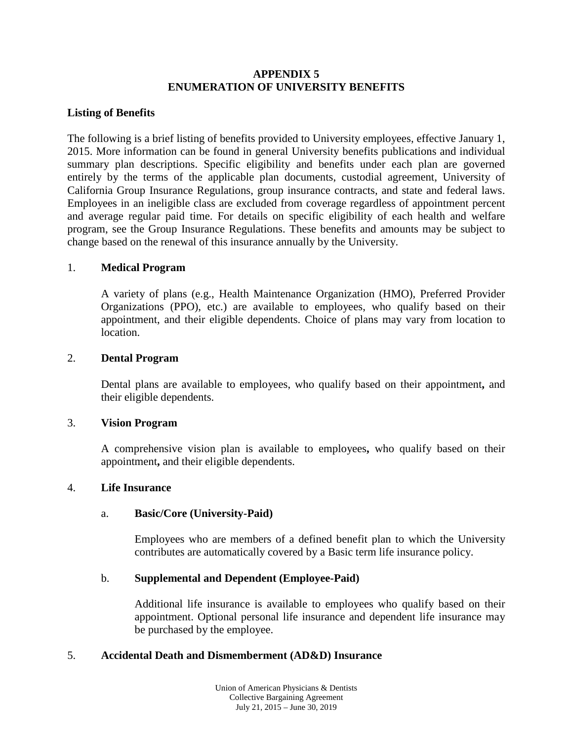# APPENDIX 5
# ENUMERATION OF UNIVERSITY BENEFITS

## Listing of Benefits

The following is a brief listing of benefits provided to University employees, effective January 1, 2015. More information can be found in general University benefits publications and individual summary plan descriptions. Specific eligibility and benefits under each plan are governed entirely by the terms of the applicable plan documents, custodial agreement, University of California Group Insurance Regulations, group insurance contracts, and state and federal laws. Employees in an ineligible class are excluded from coverage regardless of appointment percent and average regular paid time. For details on specific eligibility of each health and welfare program, see the Group Insurance Regulations. These benefits and amounts may be subject to change based on the renewal of this insurance annually by the University.

1. **Medical Program**

   A variety of plans (e.g., Health Maintenance Organization (HMO), Preferred Provider Organizations (PPO), etc.) are available to employees, who qualify based on their appointment, and their eligible dependents. Choice of plans may vary from location to location.

2. **Dental Program**

   Dental plans are available to employees, who qualify based on their appointment**,** and their eligible dependents.

3. **Vision Program**

   A comprehensive vision plan is available to employees**,** who qualify based on their appointment**,** and their eligible dependents.

4. **Life Insurance**

   a. **Basic/Core (University-Paid)**

      Employees who are members of a defined benefit plan to which the University contributes are automatically covered by a Basic term life insurance policy.

   b. **Supplemental and Dependent (Employee-Paid)**

      Additional life insurance is available to employees who qualify based on their appointment. Optional personal life insurance and dependent life insurance may be purchased by the employee.

5. **Accidental Death and Dismemberment (AD&D) Insurance**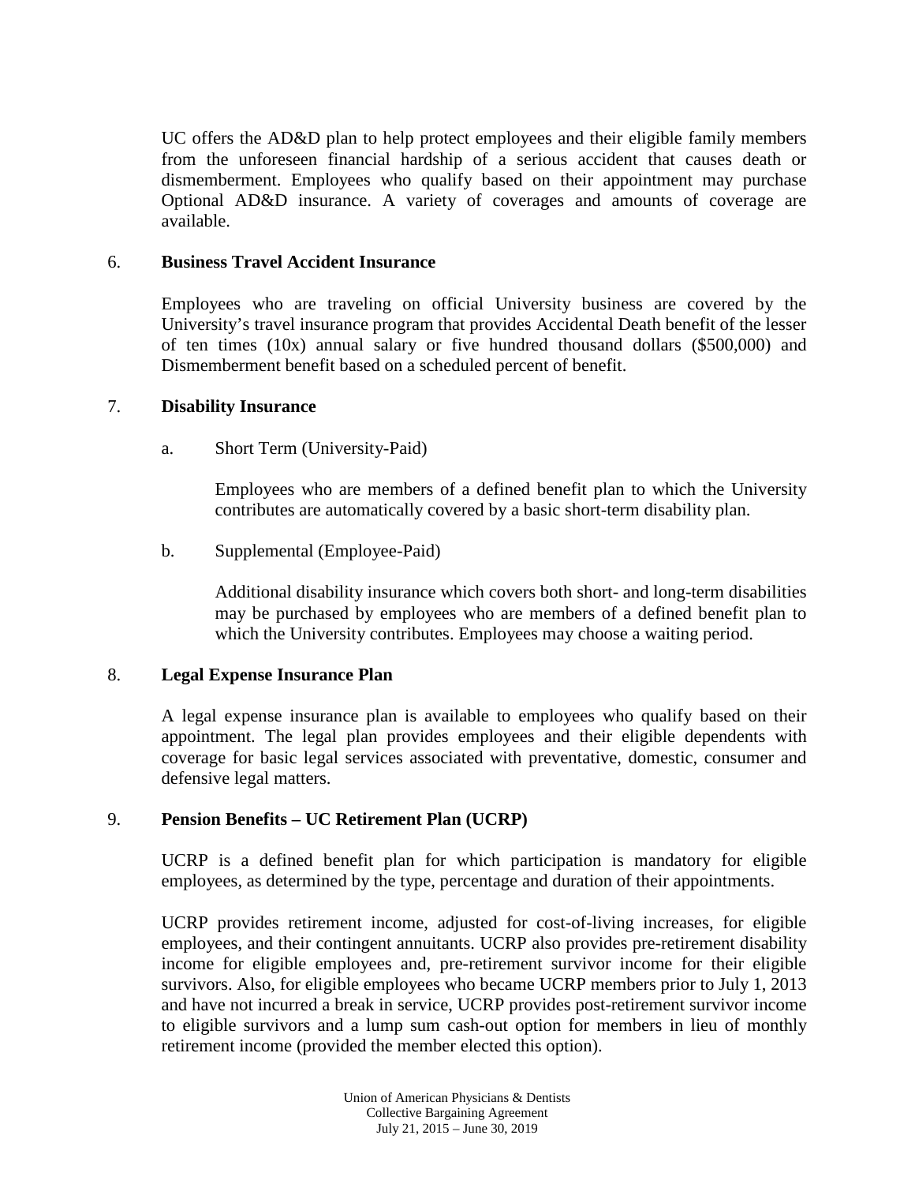UC offers the AD&D plan to help protect employees and their eligible family members from the unforeseen financial hardship of a serious accident that causes death or dismemberment. Employees who qualify based on their appointment may purchase Optional AD&D insurance. A variety of coverages and amounts of coverage are available.

6. **Business Travel Accident Insurance**

Employees who are traveling on official University business are covered by the University's travel insurance program that provides Accidental Death benefit of the lesser of ten times (10x) annual salary or five hundred thousand dollars ($500,000) and Dismemberment benefit based on a scheduled percent of benefit.

7. **Disability Insurance**

   a. Short Term (University-Paid)

   Employees who are members of a defined benefit plan to which the University contributes are automatically covered by a basic short-term disability plan.

   b. Supplemental (Employee-Paid)

   Additional disability insurance which covers both short- and long-term disabilities may be purchased by employees who are members of a defined benefit plan to which the University contributes. Employees may choose a waiting period.

8. **Legal Expense Insurance Plan**

A legal expense insurance plan is available to employees who qualify based on their appointment. The legal plan provides employees and their eligible dependents with coverage for basic legal services associated with preventative, domestic, consumer and defensive legal matters.

9. **Pension Benefits – UC Retirement Plan (UCRP)**

UCRP is a defined benefit plan for which participation is mandatory for eligible employees, as determined by the type, percentage and duration of their appointments.

UCRP provides retirement income, adjusted for cost-of-living increases, for eligible employees, and their contingent annuitants. UCRP also provides pre-retirement disability income for eligible employees and, pre-retirement survivor income for their eligible survivors. Also, for eligible employees who became UCRP members prior to July 1, 2013 and have not incurred a break in service, UCRP provides post-retirement survivor income to eligible survivors and a lump sum cash-out option for members in lieu of monthly retirement income (provided the member elected this option).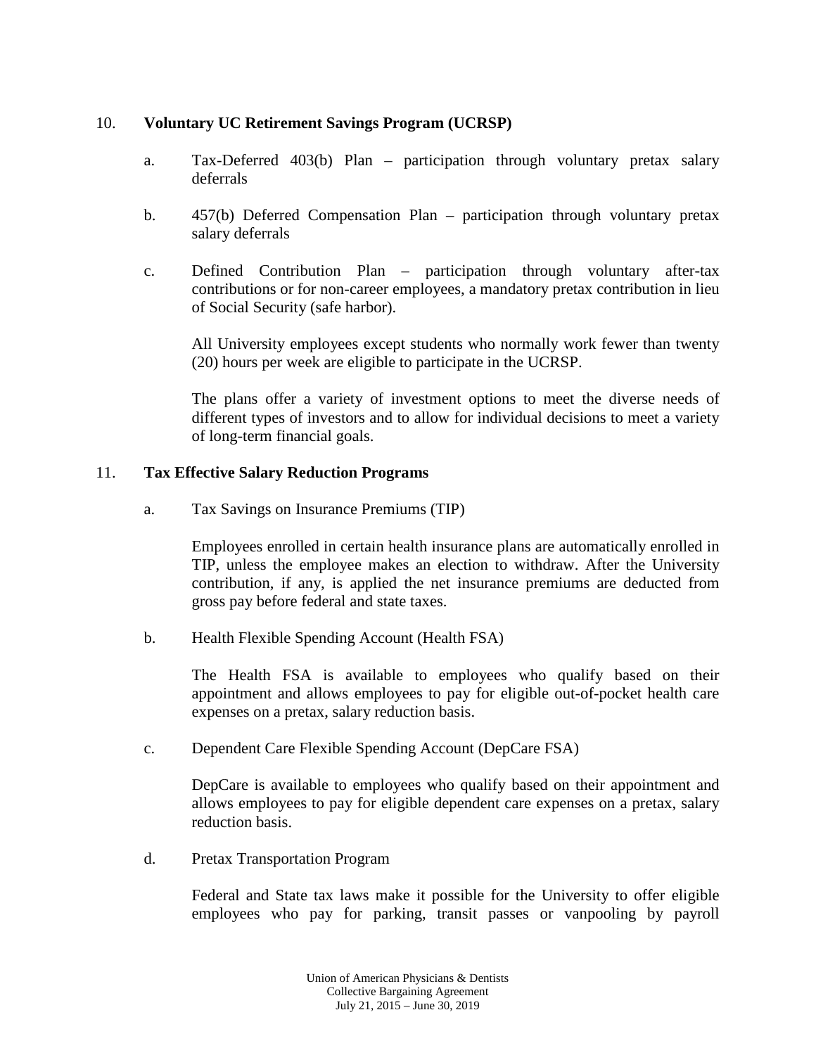10. **Voluntary UC Retirement Savings Program (UCRSP)**

    a. Tax-Deferred 403(b) Plan – participation through voluntary pretax salary deferrals

    b. 457(b) Deferred Compensation Plan – participation through voluntary pretax salary deferrals

    c. Defined Contribution Plan – participation through voluntary after-tax contributions or for non-career employees, a mandatory pretax contribution in lieu of Social Security (safe harbor).

    All University employees except students who normally work fewer than twenty (20) hours per week are eligible to participate in the UCRSP.

    The plans offer a variety of investment options to meet the diverse needs of different types of investors and to allow for individual decisions to meet a variety of long-term financial goals.

11. **Tax Effective Salary Reduction Programs**

    a. Tax Savings on Insurance Premiums (TIP)

    Employees enrolled in certain health insurance plans are automatically enrolled in TIP, unless the employee makes an election to withdraw. After the University contribution, if any, is applied the net insurance premiums are deducted from gross pay before federal and state taxes.

    b. Health Flexible Spending Account (Health FSA)

    The Health FSA is available to employees who qualify based on their appointment and allows employees to pay for eligible out-of-pocket health care expenses on a pretax, salary reduction basis.

    c. Dependent Care Flexible Spending Account (DepCare FSA)

    DepCare is available to employees who qualify based on their appointment and allows employees to pay for eligible dependent care expenses on a pretax, salary reduction basis.

    d. Pretax Transportation Program

    Federal and State tax laws make it possible for the University to offer eligible employees who pay for parking, transit passes or vanpooling by payroll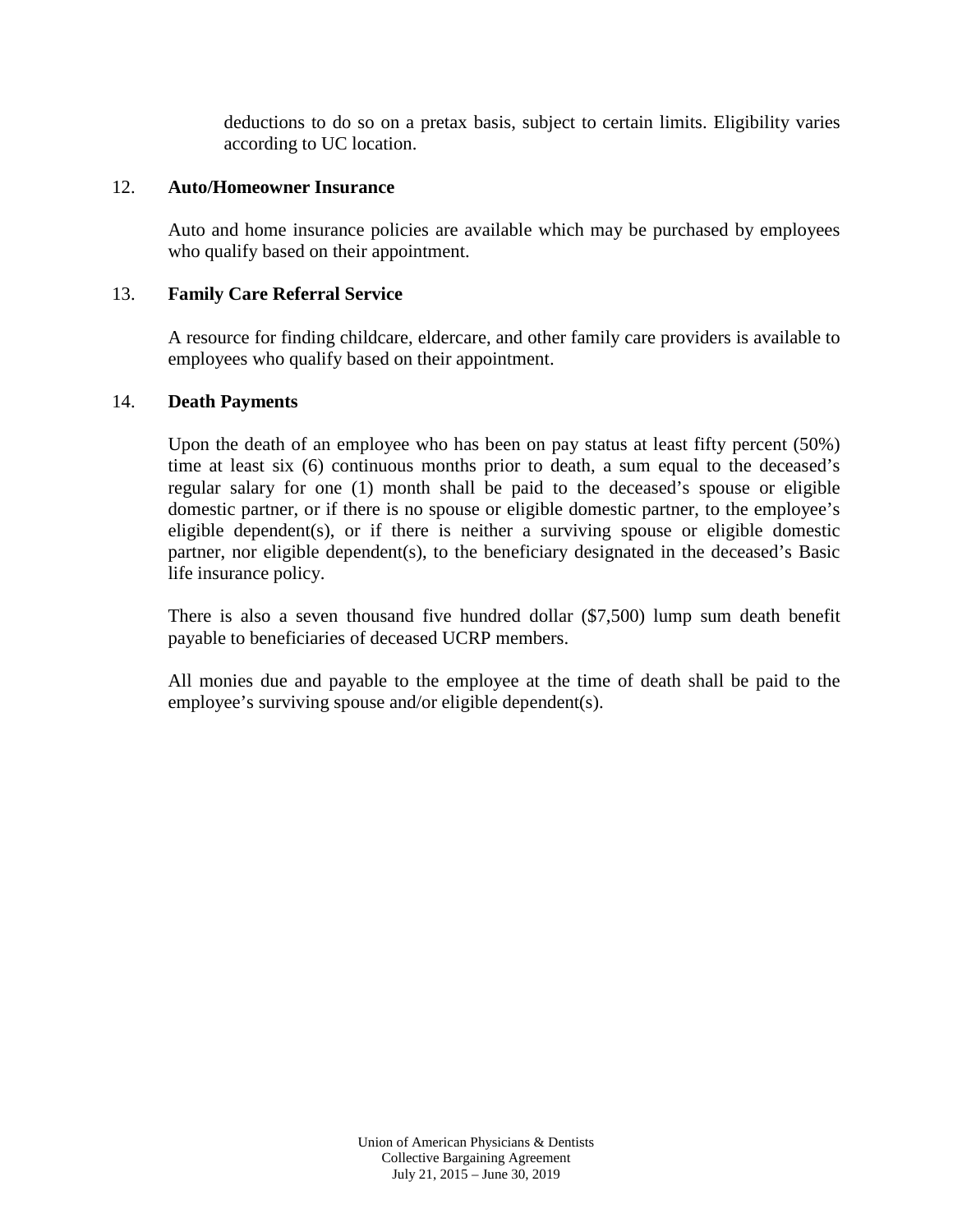deductions to do so on a pretax basis, subject to certain limits. Eligibility varies according to UC location.

12. **Auto/Homeowner Insurance**

Auto and home insurance policies are available which may be purchased by employees who qualify based on their appointment.

13. **Family Care Referral Service**

A resource for finding childcare, eldercare, and other family care providers is available to employees who qualify based on their appointment.

14. **Death Payments**

Upon the death of an employee who has been on pay status at least fifty percent (50%) time at least six (6) continuous months prior to death, a sum equal to the deceased's regular salary for one (1) month shall be paid to the deceased's spouse or eligible domestic partner, or if there is no spouse or eligible domestic partner, to the employee's eligible dependent(s), or if there is neither a surviving spouse or eligible domestic partner, nor eligible dependent(s), to the beneficiary designated in the deceased's Basic life insurance policy.

There is also a seven thousand five hundred dollar ($7,500) lump sum death benefit payable to beneficiaries of deceased UCRP members.

All monies due and payable to the employee at the time of death shall be paid to the employee's surviving spouse and/or eligible dependent(s).